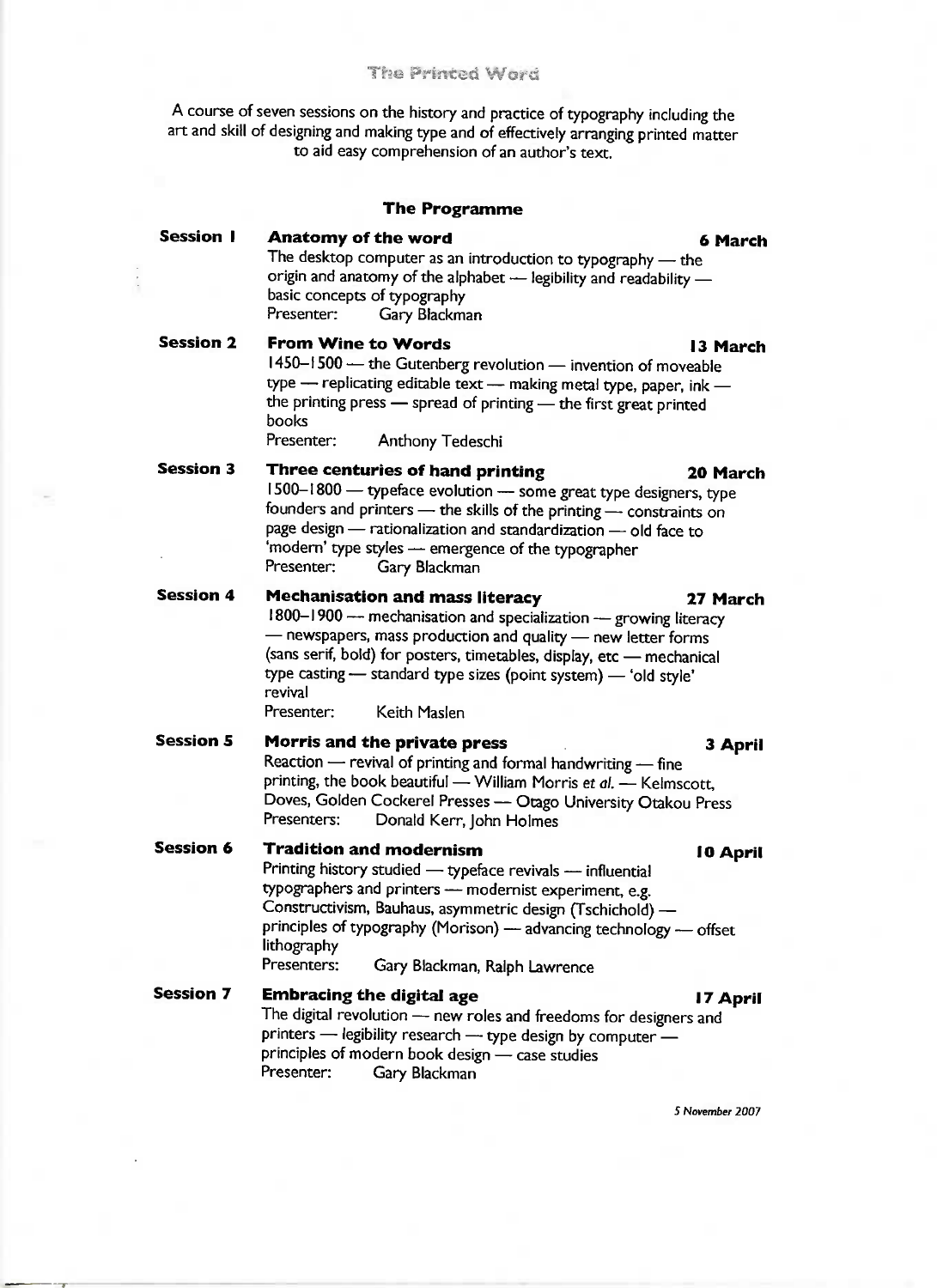# The Printed Word

A course of seven sessions on the history and practice of typography including the art and skill of designing and making type and of effectively arranging printed matter to aid easy comprehension of an author's text.

## The Programme

**Session 1** — **Anatomy of the word** — **6 March**

The desktop computer as an introduction to typography — the origin and anatomy of the alphabet — legibility and readability — basic concepts of typography

Presenter: Gary Blackman

**Session 2** — **From Wine to Words** — **13 March**

1450–1500 — the Gutenberg revolution — invention of moveable type — replicating editable text — making metal type, paper, ink — the printing press — spread of printing — the first great printed books

Presenter: Anthony Tedeschi

**Session 3** — **Three centuries of hand printing** — **20 March**

1500–1800 — typeface evolution — some great type designers, type founders and printers — the skills of the printing — constraints on page design — rationalization and standardization — old face to 'modern' type styles — emergence of the typographer

Presenter: Gary Blackman

**Session 4** — **Mechanisation and mass literacy** — **27 March**

1800–1900 — mechanisation and specialization — growing literacy — newspapers, mass production and quality — new letter forms (sans serif, bold) for posters, timetables, display, etc — mechanical type casting — standard type sizes (point system) — 'old style' revival

Presenter: Keith Maslen

**Session 5** — **Morris and the private press** — **3 April**

Reaction — revival of printing and formal handwriting — fine printing, the book beautiful — William Morris *et al.* — Kelmscott, Doves, Golden Cockerel Presses — Otago University Otakou Press

Presenters: Donald Kerr, John Holmes

**Session 6** — **Tradition and modernism** — **10 April**

Printing history studied — typeface revivals — influential typographers and printers — modernist experiment, e.g. Constructivism, Bauhaus, asymmetric design (Tschichold) — principles of typography (Morison) — advancing technology — offset lithography

Presenters: Gary Blackman, Ralph Lawrence

**Session 7** — **Embracing the digital age** — **17 April**

The digital revolution — new roles and freedoms for designers and printers — legibility research — type design by computer — principles of modern book design — case studies

Presenter: Gary Blackman

*5 November 2007*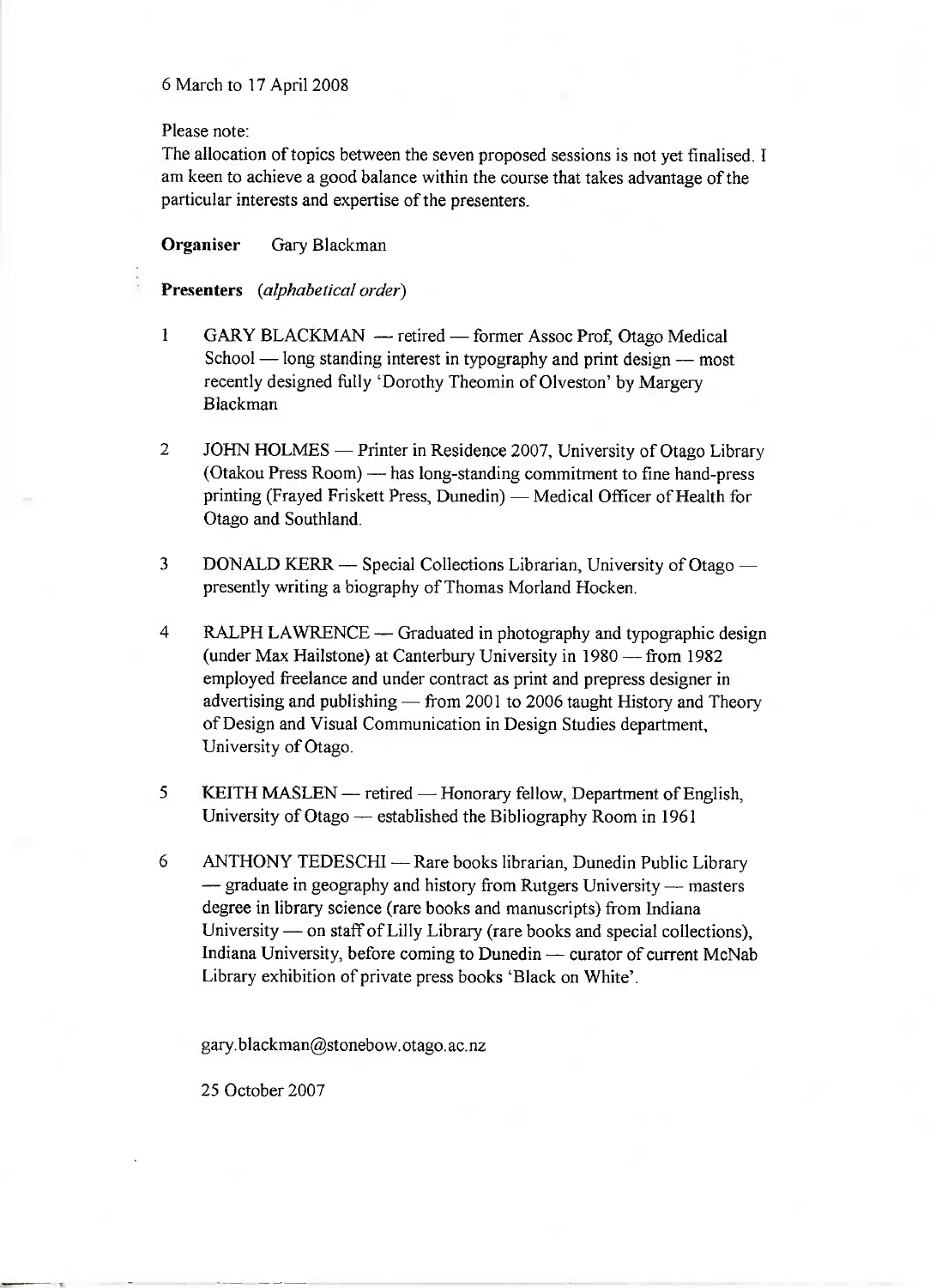6 March to 17 April 2008

Please note:
The allocation of topics between the seven proposed sessions is not yet finalised. I am keen to achieve a good balance within the course that takes advantage of the particular interests and expertise of the presenters.

**Organiser** Gary Blackman

**Presenters** *(alphabetical order)*

1. GARY BLACKMAN — retired — former Assoc Prof, Otago Medical School — long standing interest in typography and print design — most recently designed fully 'Dorothy Theomin of Olveston' by Margery Blackman

2. JOHN HOLMES — Printer in Residence 2007, University of Otago Library (Otakou Press Room) — has long-standing commitment to fine hand-press printing (Frayed Friskett Press, Dunedin) — Medical Officer of Health for Otago and Southland.

3. DONALD KERR — Special Collections Librarian, University of Otago — presently writing a biography of Thomas Morland Hocken.

4. RALPH LAWRENCE — Graduated in photography and typographic design (under Max Hailstone) at Canterbury University in 1980 — from 1982 employed freelance and under contract as print and prepress designer in advertising and publishing — from 2001 to 2006 taught History and Theory of Design and Visual Communication in Design Studies department, University of Otago.

5. KEITH MASLEN — retired — Honorary fellow, Department of English, University of Otago — established the Bibliography Room in 1961

6. ANTHONY TEDESCHI — Rare books librarian, Dunedin Public Library — graduate in geography and history from Rutgers University — masters degree in library science (rare books and manuscripts) from Indiana University — on staff of Lilly Library (rare books and special collections), Indiana University, before coming to Dunedin — curator of current McNab Library exhibition of private press books 'Black on White'.

gary.blackman@stonebow.otago.ac.nz

25 October 2007